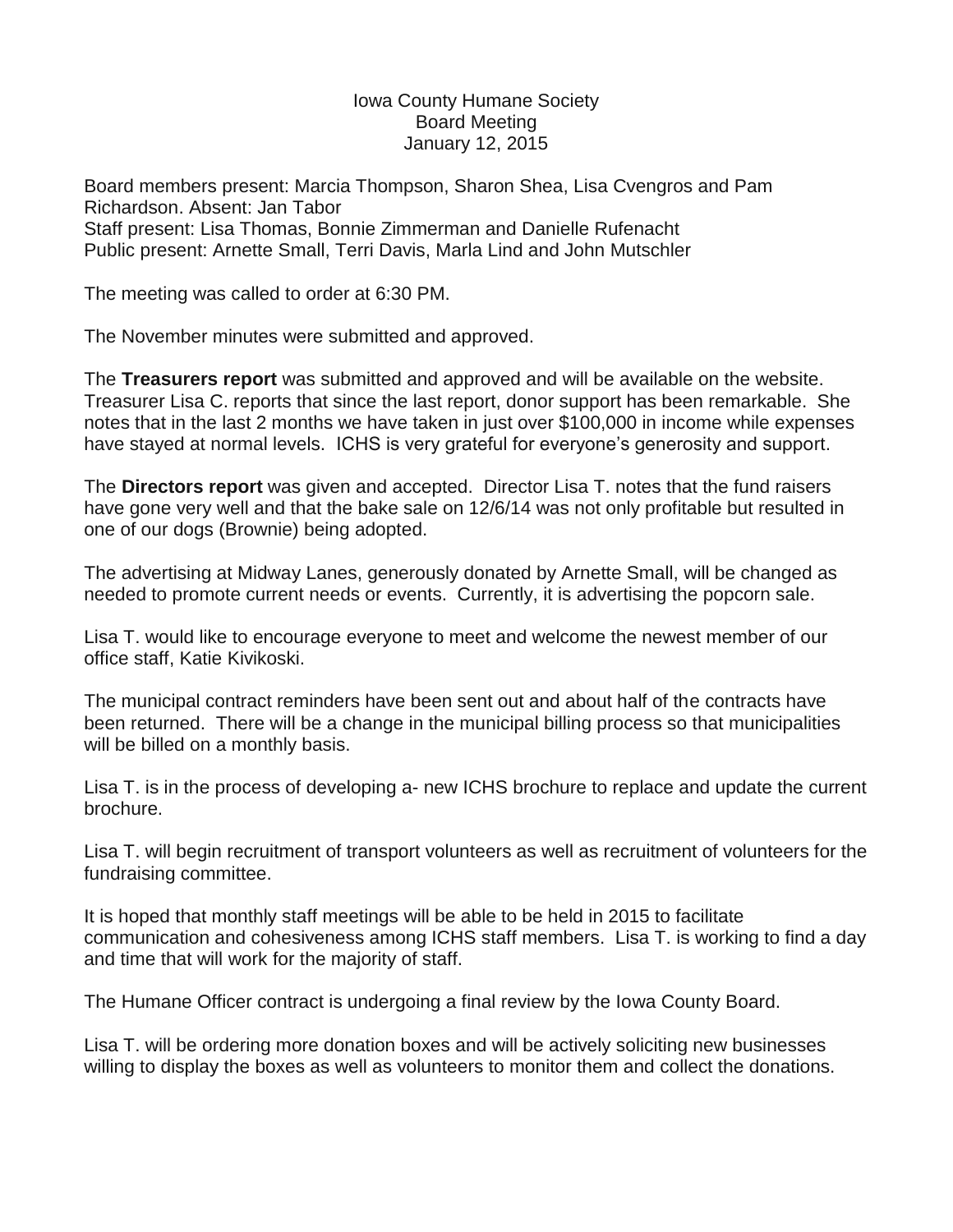Iowa County Humane Society
Board Meeting
January 12, 2015

Board members present: Marcia Thompson, Sharon Shea, Lisa Cvengros and Pam Richardson. Absent: Jan Tabor
Staff present: Lisa Thomas, Bonnie Zimmerman and Danielle Rufenacht
Public present: Arnette Small, Terri Davis, Marla Lind and John Mutschler

The meeting was called to order at 6:30 PM.

The November minutes were submitted and approved.

The **Treasurers report** was submitted and approved and will be available on the website. Treasurer Lisa C. reports that since the last report, donor support has been remarkable. She notes that in the last 2 months we have taken in just over $100,000 in income while expenses have stayed at normal levels. ICHS is very grateful for everyone's generosity and support.

The **Directors report** was given and accepted. Director Lisa T. notes that the fund raisers have gone very well and that the bake sale on 12/6/14 was not only profitable but resulted in one of our dogs (Brownie) being adopted.

The advertising at Midway Lanes, generously donated by Arnette Small, will be changed as needed to promote current needs or events. Currently, it is advertising the popcorn sale.

Lisa T. would like to encourage everyone to meet and welcome the newest member of our office staff, Katie Kivikoski.

The municipal contract reminders have been sent out and about half of the contracts have been returned. There will be a change in the municipal billing process so that municipalities will be billed on a monthly basis.

Lisa T. is in the process of developing a- new ICHS brochure to replace and update the current brochure.

Lisa T. will begin recruitment of transport volunteers as well as recruitment of volunteers for the fundraising committee.

It is hoped that monthly staff meetings will be able to be held in 2015 to facilitate communication and cohesiveness among ICHS staff members. Lisa T. is working to find a day and time that will work for the majority of staff.

The Humane Officer contract is undergoing a final review by the Iowa County Board.

Lisa T. will be ordering more donation boxes and will be actively soliciting new businesses willing to display the boxes as well as volunteers to monitor them and collect the donations.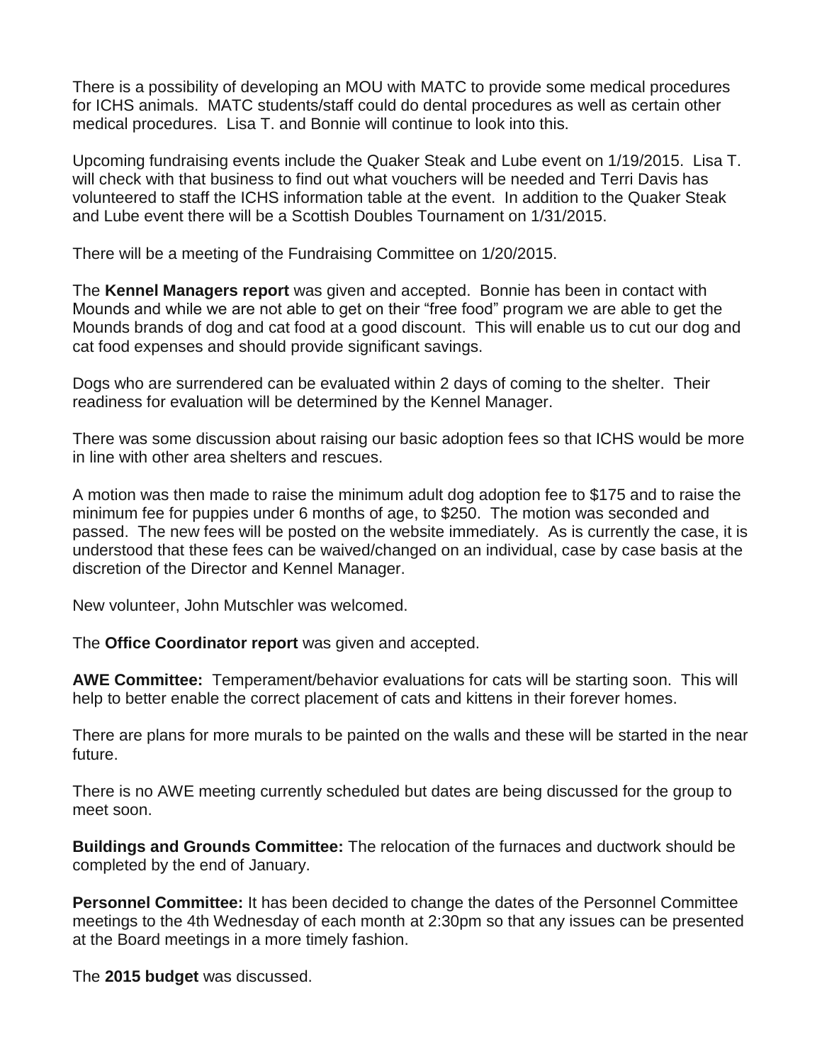There is a possibility of developing an MOU with MATC to provide some medical procedures for ICHS animals. MATC students/staff could do dental procedures as well as certain other medical procedures. Lisa T. and Bonnie will continue to look into this.

Upcoming fundraising events include the Quaker Steak and Lube event on 1/19/2015. Lisa T. will check with that business to find out what vouchers will be needed and Terri Davis has volunteered to staff the ICHS information table at the event. In addition to the Quaker Steak and Lube event there will be a Scottish Doubles Tournament on 1/31/2015.

There will be a meeting of the Fundraising Committee on 1/20/2015.

The **Kennel Managers report** was given and accepted. Bonnie has been in contact with Mounds and while we are not able to get on their "free food" program we are able to get the Mounds brands of dog and cat food at a good discount. This will enable us to cut our dog and cat food expenses and should provide significant savings.

Dogs who are surrendered can be evaluated within 2 days of coming to the shelter. Their readiness for evaluation will be determined by the Kennel Manager.

There was some discussion about raising our basic adoption fees so that ICHS would be more in line with other area shelters and rescues.

A motion was then made to raise the minimum adult dog adoption fee to $175 and to raise the minimum fee for puppies under 6 months of age, to $250. The motion was seconded and passed. The new fees will be posted on the website immediately. As is currently the case, it is understood that these fees can be waived/changed on an individual, case by case basis at the discretion of the Director and Kennel Manager.

New volunteer, John Mutschler was welcomed.

The **Office Coordinator report** was given and accepted.

**AWE Committee:** Temperament/behavior evaluations for cats will be starting soon. This will help to better enable the correct placement of cats and kittens in their forever homes.

There are plans for more murals to be painted on the walls and these will be started in the near future.

There is no AWE meeting currently scheduled but dates are being discussed for the group to meet soon.

**Buildings and Grounds Committee:** The relocation of the furnaces and ductwork should be completed by the end of January.

**Personnel Committee:** It has been decided to change the dates of the Personnel Committee meetings to the 4th Wednesday of each month at 2:30pm so that any issues can be presented at the Board meetings in a more timely fashion.

The **2015 budget** was discussed.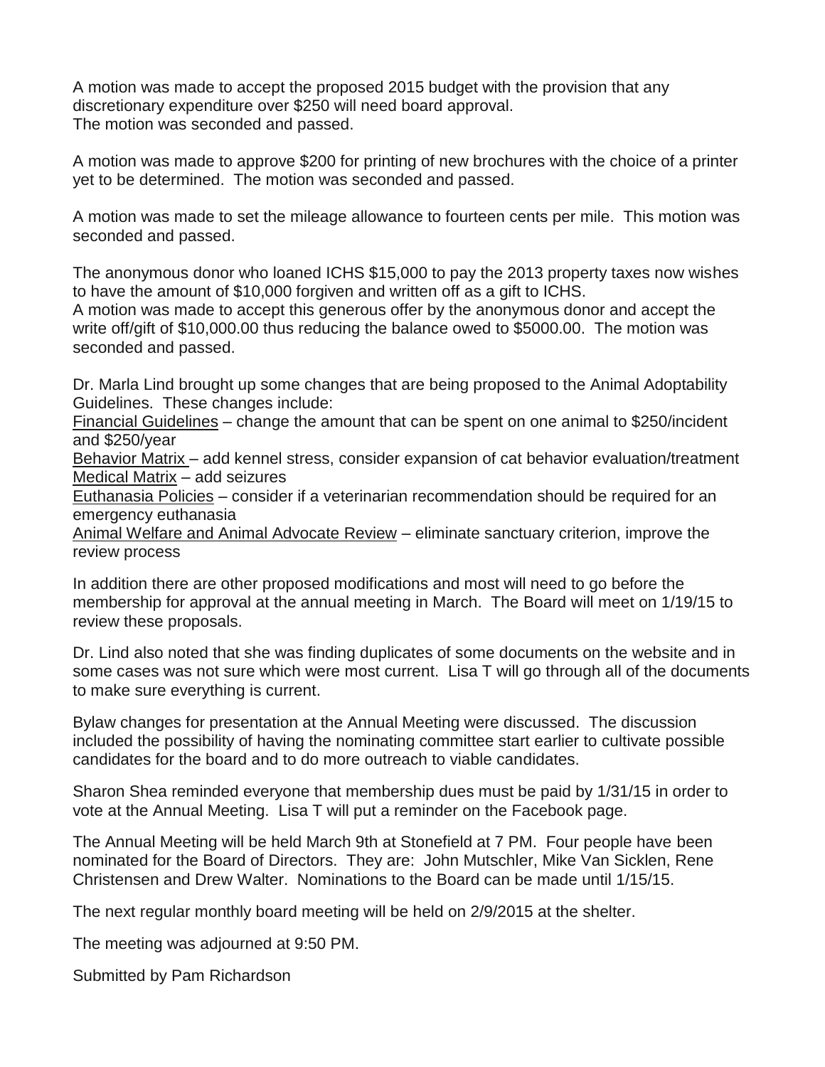A motion was made to accept the proposed 2015 budget with the provision that any discretionary expenditure over $250 will need board approval.
The motion was seconded and passed.

A motion was made to approve $200 for printing of new brochures with the choice of a printer yet to be determined. The motion was seconded and passed.

A motion was made to set the mileage allowance to fourteen cents per mile. This motion was seconded and passed.

The anonymous donor who loaned ICHS $15,000 to pay the 2013 property taxes now wishes to have the amount of $10,000 forgiven and written off as a gift to ICHS.
A motion was made to accept this generous offer by the anonymous donor and accept the write off/gift of $10,000.00 thus reducing the balance owed to $5000.00. The motion was seconded and passed.

Dr. Marla Lind brought up some changes that are being proposed to the Animal Adoptability Guidelines. These changes include:
<u>Financial Guidelines</u> – change the amount that can be spent on one animal to $250/incident and $250/year
<u>Behavior Matrix</u> – add kennel stress, consider expansion of cat behavior evaluation/treatment
<u>Medical Matrix</u> – add seizures
<u>Euthanasia Policies</u> – consider if a veterinarian recommendation should be required for an emergency euthanasia
<u>Animal Welfare and Animal Advocate Review</u> – eliminate sanctuary criterion, improve the review process

In addition there are other proposed modifications and most will need to go before the membership for approval at the annual meeting in March. The Board will meet on 1/19/15 to review these proposals.

Dr. Lind also noted that she was finding duplicates of some documents on the website and in some cases was not sure which were most current. Lisa T will go through all of the documents to make sure everything is current.

Bylaw changes for presentation at the Annual Meeting were discussed. The discussion included the possibility of having the nominating committee start earlier to cultivate possible candidates for the board and to do more outreach to viable candidates.

Sharon Shea reminded everyone that membership dues must be paid by 1/31/15 in order to vote at the Annual Meeting. Lisa T will put a reminder on the Facebook page.

The Annual Meeting will be held March 9th at Stonefield at 7 PM. Four people have been nominated for the Board of Directors. They are: John Mutschler, Mike Van Sicklen, Rene Christensen and Drew Walter. Nominations to the Board can be made until 1/15/15.

The next regular monthly board meeting will be held on 2/9/2015 at the shelter.

The meeting was adjourned at 9:50 PM.

Submitted by Pam Richardson